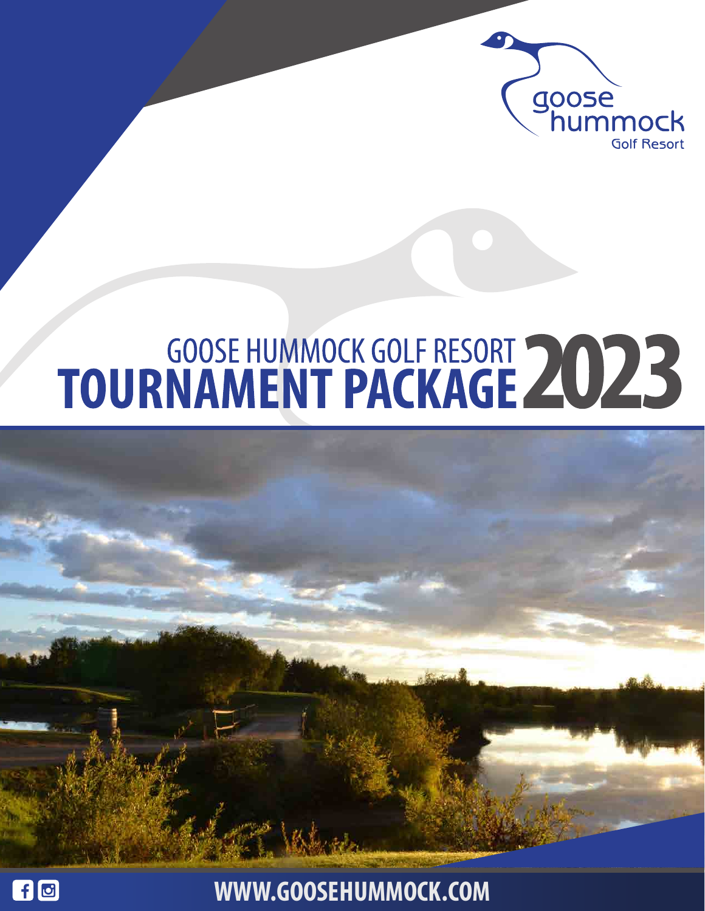goose hummock
Golf Resort

# GOOSE HUMMOCK GOLF RESORT TOURNAMENT PACKAGE 2023

**WWW.GOOSEHUMMOCK.COM**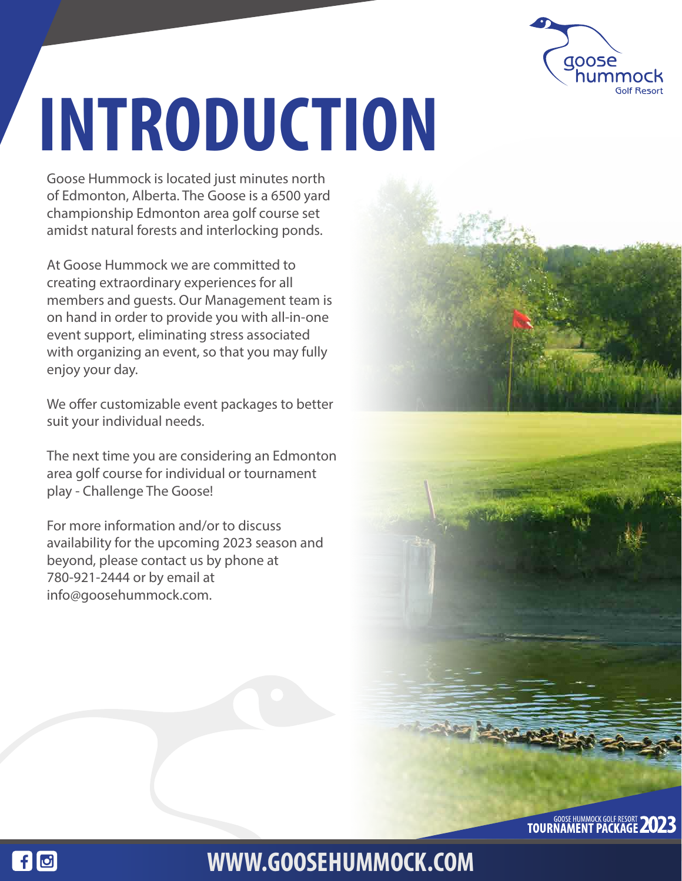# INTRODUCTION

Goose Hummock is located just minutes north of Edmonton, Alberta. The Goose is a 6500 yard championship Edmonton area golf course set amidst natural forests and interlocking ponds.

At Goose Hummock we are committed to creating extraordinary experiences for all members and guests. Our Management team is on hand in order to provide you with all-in-one event support, eliminating stress associated with organizing an event, so that you may fully enjoy your day.

We offer customizable event packages to better suit your individual needs.

The next time you are considering an Edmonton area golf course for individual or tournament play - Challenge The Goose!

For more information and/or to discuss availability for the upcoming 2023 season and beyond, please contact us by phone at 780-921-2444 or by email at info@goosehummock.com.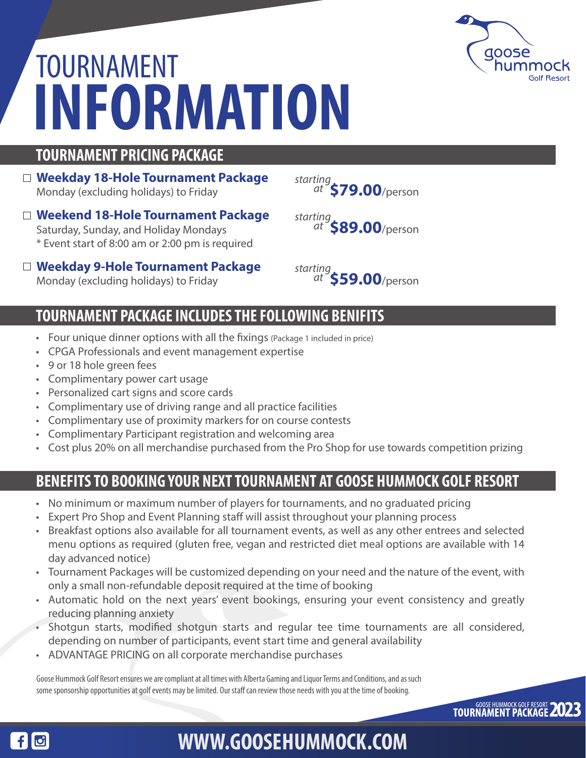# TOURNAMENT INFORMATION

goose hummock Golf Resort

## TOURNAMENT PRICING PACKAGE

- ☐ **Weekday 18-Hole Tournament Package**
  Monday (excluding holidays) to Friday
  *starting at* **$79.00**/person

- ☐ **Weekend 18-Hole Tournament Package**
  Saturday, Sunday, and Holiday Mondays
  * Event start of 8:00 am or 2:00 pm is required
  *starting at* **$89.00**/person

- ☐ **Weekday 9-Hole Tournament Package**
  Monday (excluding holidays) to Friday
  *starting at* **$59.00**/person

## TOURNAMENT PACKAGE INCLUDES THE FOLLOWING BENIFITS

- Four unique dinner options with all the fixings (Package 1 included in price)
- CPGA Professionals and event management expertise
- 9 or 18 hole green fees
- Complimentary power cart usage
- Personalized cart signs and score cards
- Complimentary use of driving range and all practice facilities
- Complimentary use of proximity markers for on course contests
- Complimentary Participant registration and welcoming area
- Cost plus 20% on all merchandise purchased from the Pro Shop for use towards competition prizing

## BENEFITS TO BOOKING YOUR NEXT TOURNAMENT AT GOOSE HUMMOCK GOLF RESORT

- No minimum or maximum number of players for tournaments, and no graduated pricing
- Expert Pro Shop and Event Planning staff will assist throughout your planning process
- Breakfast options also available for all tournament events, as well as any other entrees and selected menu options as required (gluten free, vegan and restricted diet meal options are available with 14 day advanced notice)
- Tournament Packages will be customized depending on your need and the nature of the event, with only a small non-refundable deposit required at the time of booking
- Automatic hold on the next years' event bookings, ensuring your event consistency and greatly reducing planning anxiety
- Shotgun starts, modified shotgun starts and regular tee time tournaments are all considered, depending on number of participants, event start time and general availability
- ADVANTAGE PRICING on all corporate merchandise purchases

Goose Hummock Golf Resort ensures we are compliant at all times with Alberta Gaming and Liquor Terms and Conditions, and as such some sponsorship opportunities at golf events may be limited. Our staff can review those needs with you at the time of booking.

GOOSE HUMMOCK GOLF RESORT TOURNAMENT PACKAGE 2023

WWW.GOOSEHUMMOCK.COM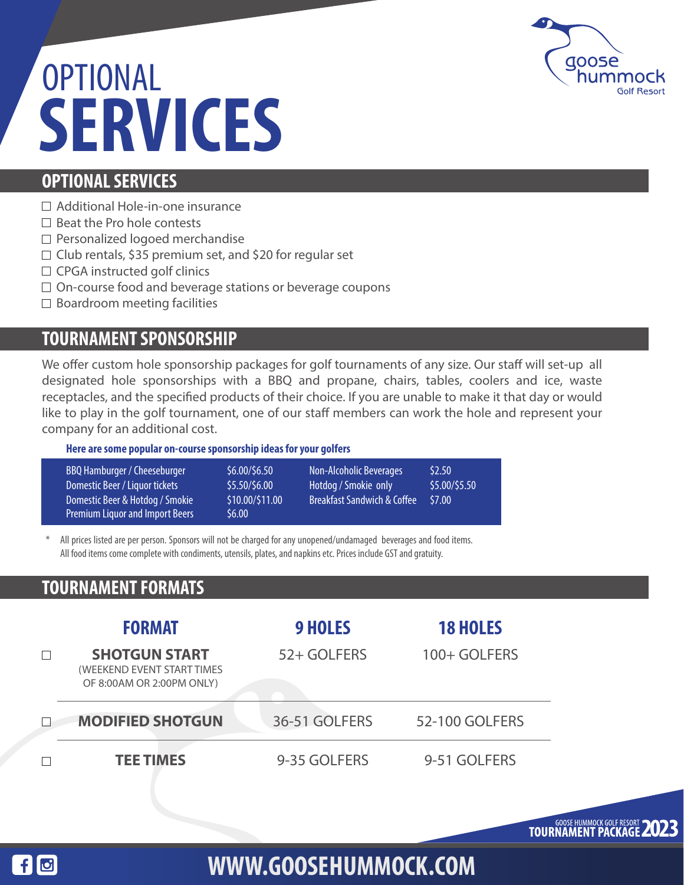# OPTIONAL SERVICES

## OPTIONAL SERVICES

- ☐ Additional Hole-in-one insurance
- ☐ Beat the Pro hole contests
- ☐ Personalized logoed merchandise
- ☐ Club rentals, $35 premium set, and $20 for regular set
- ☐ CPGA instructed golf clinics
- ☐ On-course food and beverage stations or beverage coupons
- ☐ Boardroom meeting facilities

## TOURNAMENT SPONSORSHIP

We offer custom hole sponsorship packages for golf tournaments of any size. Our staff will set-up all designated hole sponsorships with a BBQ and propane, chairs, tables, coolers and ice, waste receptacles, and the specified products of their choice. If you are unable to make it that day or would like to play in the golf tournament, one of our staff members can work the hole and represent your company for an additional cost.

**Here are some popular on-course sponsorship ideas for your golfers**

| | | | |
|---|---|---|---|
| BBQ Hamburger / Cheeseburger | $6.00/$6.50 | Non-Alcoholic Beverages | $2.50 |
| Domestic Beer / Liquor tickets | $5.50/$6.00 | Hotdog / Smokie only | $5.00/$5.50 |
| Domestic Beer & Hotdog / Smokie | $10.00/$11.00 | Breakfast Sandwich & Coffee | $7.00 |
| Premium Liquor and Import Beers | $6.00 | | |

\* All prices listed are per person. Sponsors will not be charged for any unopened/undamaged beverages and food items. All food items come complete with condiments, utensils, plates, and napkins etc. Prices include GST and gratuity.

## TOURNAMENT FORMATS

| | FORMAT | 9 HOLES | 18 HOLES |
|---|---|---|---|
| ☐ | **SHOTGUN START** (WEEKEND EVENT START TIMES OF 8:00AM OR 2:00PM ONLY) | 52+ GOLFERS | 100+ GOLFERS |
| ☐ | **MODIFIED SHOTGUN** | 36-51 GOLFERS | 52-100 GOLFERS |
| ☐ | **TEE TIMES** | 9-35 GOLFERS | 9-51 GOLFERS |

**WWW.GOOSEHUMMOCK.COM**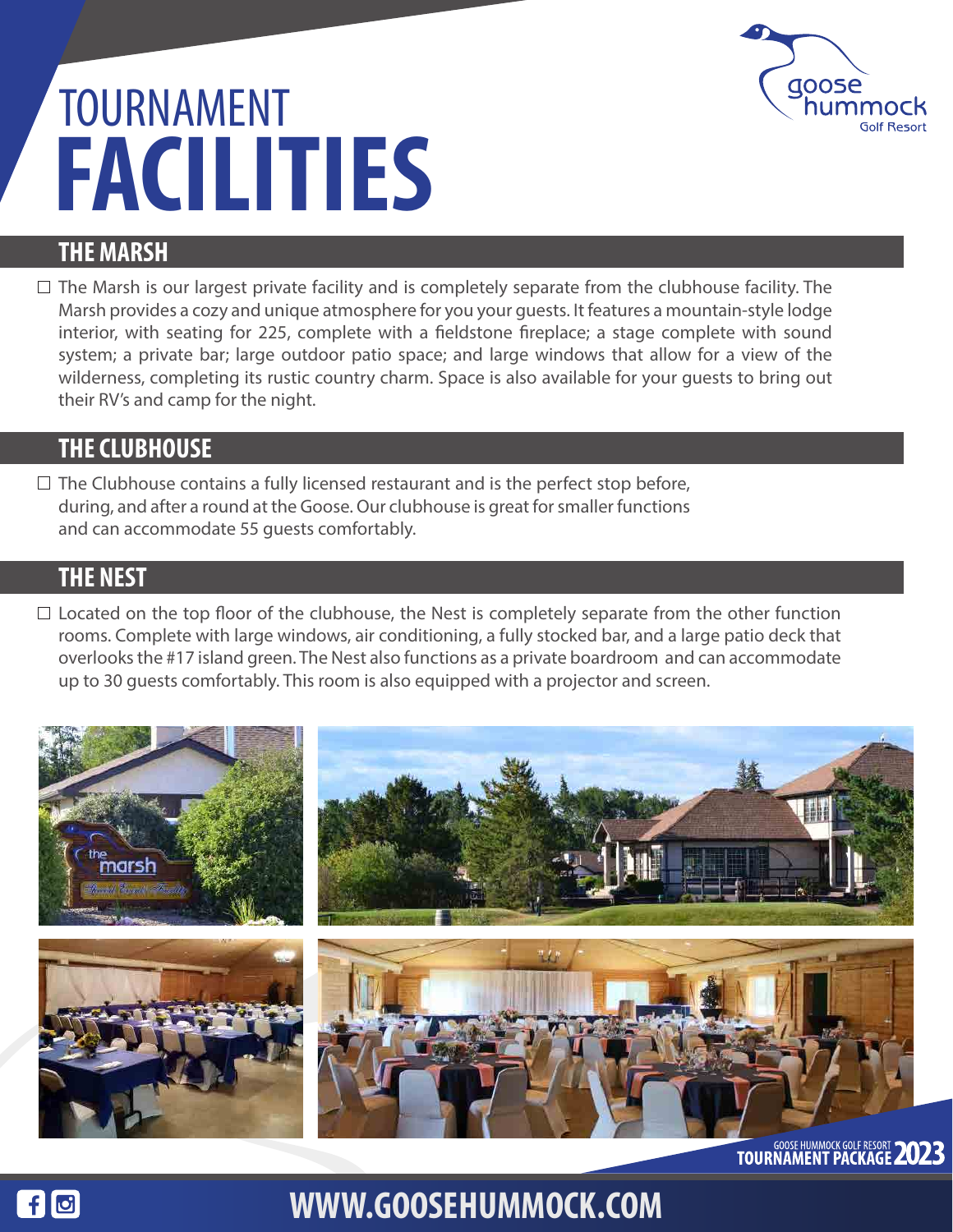# TOURNAMENT FACILITIES

## THE MARSH

- [ ] The Marsh is our largest private facility and is completely separate from the clubhouse facility. The Marsh provides a cozy and unique atmosphere for you your guests. It features a mountain-style lodge interior, with seating for 225, complete with a fieldstone fireplace; a stage complete with sound system; a private bar; large outdoor patio space; and large windows that allow for a view of the wilderness, completing its rustic country charm. Space is also available for your guests to bring out their RV's and camp for the night.

## THE CLUBHOUSE

- [ ] The Clubhouse contains a fully licensed restaurant and is the perfect stop before, during, and after a round at the Goose. Our clubhouse is great for smaller functions and can accommodate 55 guests comfortably.

## THE NEST

- [ ] Located on the top floor of the clubhouse, the Nest is completely separate from the other function rooms. Complete with large windows, air conditioning, a fully stocked bar, and a large patio deck that overlooks the #17 island green. The Nest also functions as a private boardroom and can accommodate up to 30 guests comfortably. This room is also equipped with a projector and screen.

GOOSE HUMMOCK GOLF RESORT TOURNAMENT PACKAGE 2023

WWW.GOOSEHUMMOCK.COM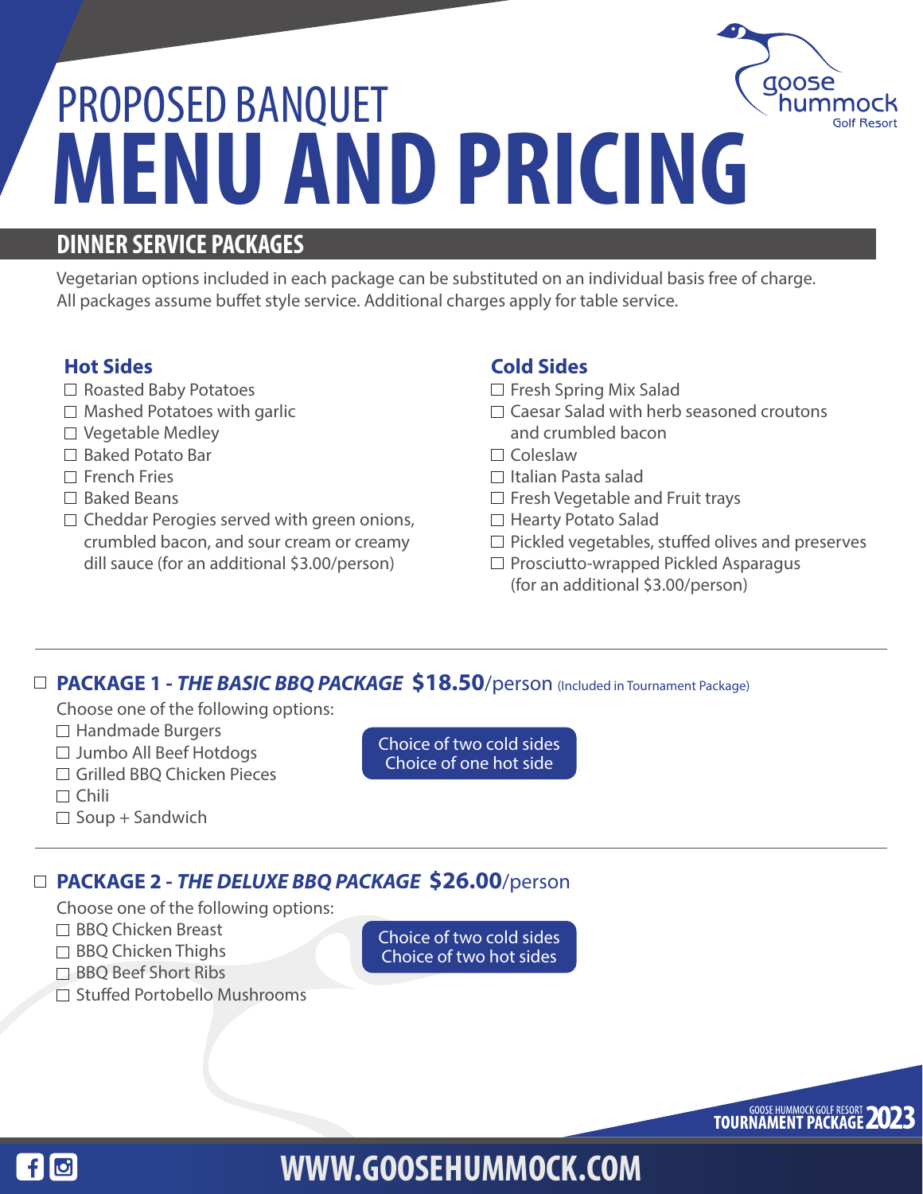# PROPOSED BANQUET MENU AND PRICING

## DINNER SERVICE PACKAGES

Vegetarian options included in each package can be substituted on an individual basis free of charge.
All packages assume buffet style service. Additional charges apply for table service.

### Hot Sides

- ☐ Roasted Baby Potatoes
- ☐ Mashed Potatoes with garlic
- ☐ Vegetable Medley
- ☐ Baked Potato Bar
- ☐ French Fries
- ☐ Baked Beans
- ☐ Cheddar Perogies served with green onions, crumbled bacon, and sour cream or creamy dill sauce (for an additional $3.00/person)

### Cold Sides

- ☐ Fresh Spring Mix Salad
- ☐ Caesar Salad with herb seasoned croutons and crumbled bacon
- ☐ Coleslaw
- ☐ Italian Pasta salad
- ☐ Fresh Vegetable and Fruit trays
- ☐ Hearty Potato Salad
- ☐ Pickled vegetables, stuffed olives and preserves
- ☐ Prosciutto-wrapped Pickled Asparagus (for an additional $3.00/person)

---

### ☐ PACKAGE 1 - *THE BASIC BBQ PACKAGE* $18.50/person (Included in Tournament Package)

Choose one of the following options:

- ☐ Handmade Burgers
- ☐ Jumbo All Beef Hotdogs
- ☐ Grilled BBQ Chicken Pieces
- ☐ Chili
- ☐ Soup + Sandwich

Choice of two cold sides
Choice of one hot side

---

### ☐ PACKAGE 2 - *THE DELUXE BBQ PACKAGE* $26.00/person

Choose one of the following options:

- ☐ BBQ Chicken Breast
- ☐ BBQ Chicken Thighs
- ☐ BBQ Beef Short Ribs
- ☐ Stuffed Portobello Mushrooms

Choice of two cold sides
Choice of two hot sides

GOOSE HUMMOCK GOLF RESORT TOURNAMENT PACKAGE 2023

WWW.GOOSEHUMMOCK.COM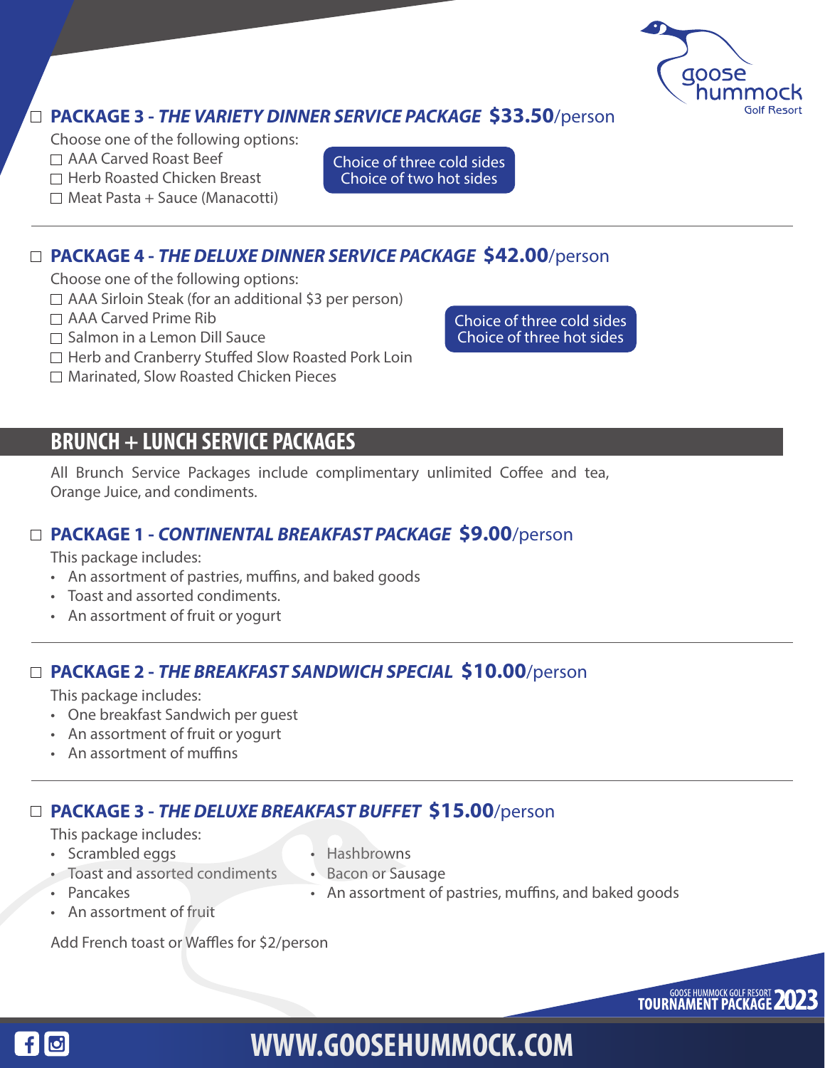☐ **PACKAGE 3 - *THE VARIETY DINNER SERVICE PACKAGE* $33.50**/person

Choose one of the following options:

☐ AAA Carved Roast Beef
☐ Herb Roasted Chicken Breast
☐ Meat Pasta + Sauce (Manacotti)

Choice of three cold sides
Choice of two hot sides

---

☐ **PACKAGE 4 - *THE DELUXE DINNER SERVICE PACKAGE* $42.00**/person

Choose one of the following options:

☐ AAA Sirloin Steak (for an additional $3 per person)
☐ AAA Carved Prime Rib
☐ Salmon in a Lemon Dill Sauce
☐ Herb and Cranberry Stuffed Slow Roasted Pork Loin
☐ Marinated, Slow Roasted Chicken Pieces

Choice of three cold sides
Choice of three hot sides

## BRUNCH + LUNCH SERVICE PACKAGES

All Brunch Service Packages include complimentary unlimited Coffee and tea, Orange Juice, and condiments.

☐ **PACKAGE 1 - *CONTINENTAL BREAKFAST PACKAGE* $9.00**/person

This package includes:

- An assortment of pastries, muffins, and baked goods
- Toast and assorted condiments.
- An assortment of fruit or yogurt

---

☐ **PACKAGE 2 - *THE BREAKFAST SANDWICH SPECIAL* $10.00**/person

This package includes:

- One breakfast Sandwich per guest
- An assortment of fruit or yogurt
- An assortment of muffins

---

☐ **PACKAGE 3 - *THE DELUXE BREAKFAST BUFFET* $15.00**/person

This package includes:

- Scrambled eggs
- Toast and assorted condiments
- Pancakes
- An assortment of fruit
- Hashbrowns
- Bacon or Sausage
- An assortment of pastries, muffins, and baked goods

Add French toast or Waffles for $2/person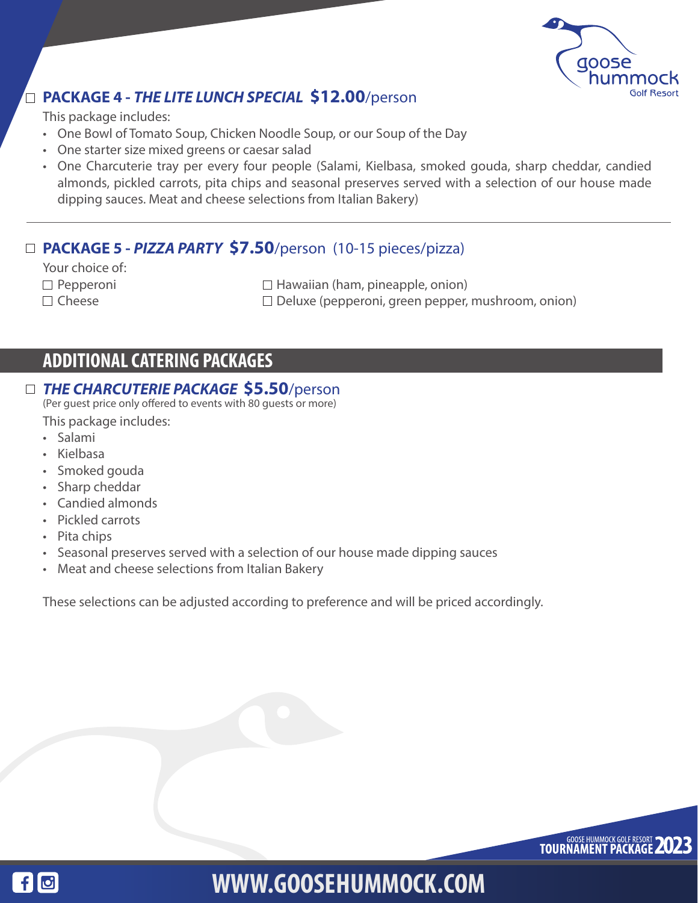## ☐ PACKAGE 4 - *THE LITE LUNCH SPECIAL* **$12.00**/person

This package includes:

- One Bowl of Tomato Soup, Chicken Noodle Soup, or our Soup of the Day
- One starter size mixed greens or caesar salad
- One Charcuterie tray per every four people (Salami, Kielbasa, smoked gouda, sharp cheddar, candied almonds, pickled carrots, pita chips and seasonal preserves served with a selection of our house made dipping sauces. Meat and cheese selections from Italian Bakery)

---

## ☐ PACKAGE 5 - *PIZZA PARTY* **$7.50**/person (10-15 pieces/pizza)

Your choice of:

- ☐ Pepperoni
- ☐ Cheese
- ☐ Hawaiian (ham, pineapple, onion)
- ☐ Deluxe (pepperoni, green pepper, mushroom, onion)

# ADDITIONAL CATERING PACKAGES

## ☐ *THE CHARCUTERIE PACKAGE* **$5.50**/person

(Per guest price only offered to events with 80 guests or more)

This package includes:

- Salami
- Kielbasa
- Smoked gouda
- Sharp cheddar
- Candied almonds
- Pickled carrots
- Pita chips
- Seasonal preserves served with a selection of our house made dipping sauces
- Meat and cheese selections from Italian Bakery

These selections can be adjusted according to preference and will be priced accordingly.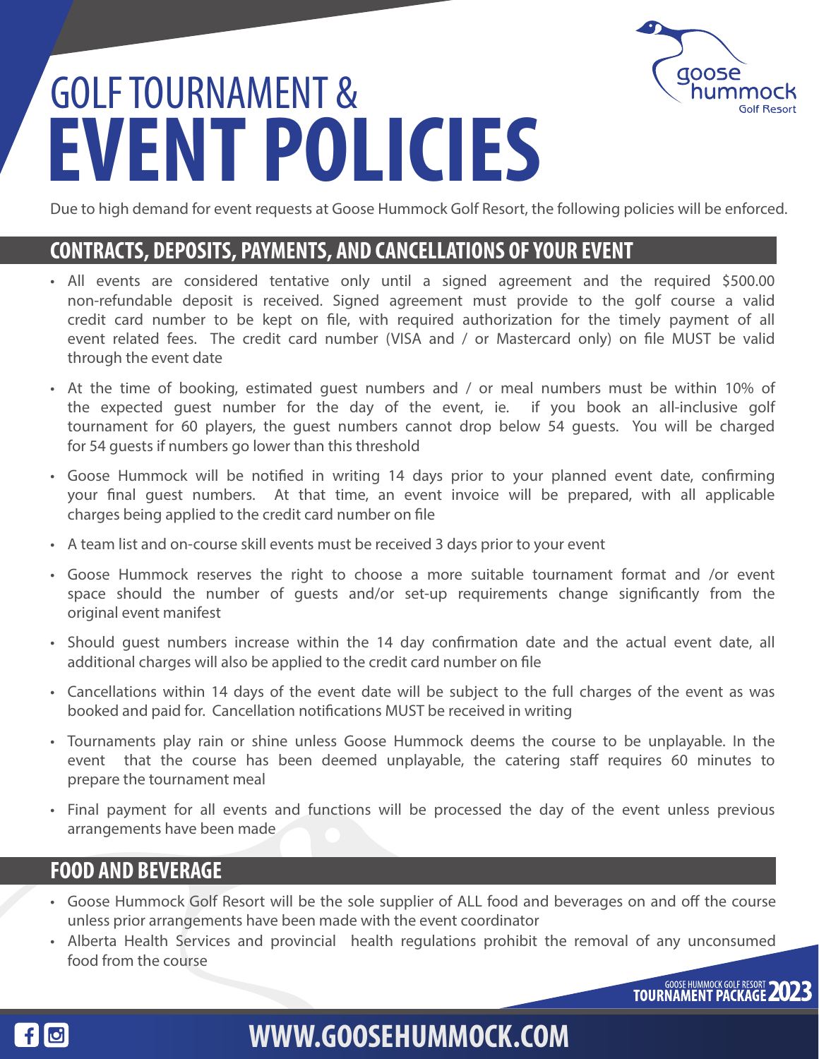# GOLF TOURNAMENT & EVENT POLICIES

Due to high demand for event requests at Goose Hummock Golf Resort, the following policies will be enforced.

## CONTRACTS, DEPOSITS, PAYMENTS, AND CANCELLATIONS OF YOUR EVENT

- All events are considered tentative only until a signed agreement and the required $500.00 non-refundable deposit is received. Signed agreement must provide to the golf course a valid credit card number to be kept on file, with required authorization for the timely payment of all event related fees. The credit card number (VISA and / or Mastercard only) on file MUST be valid through the event date
- At the time of booking, estimated guest numbers and / or meal numbers must be within 10% of the expected guest number for the day of the event, ie. if you book an all-inclusive golf tournament for 60 players, the guest numbers cannot drop below 54 guests. You will be charged for 54 guests if numbers go lower than this threshold
- Goose Hummock will be notified in writing 14 days prior to your planned event date, confirming your final guest numbers. At that time, an event invoice will be prepared, with all applicable charges being applied to the credit card number on file
- A team list and on-course skill events must be received 3 days prior to your event
- Goose Hummock reserves the right to choose a more suitable tournament format and /or event space should the number of guests and/or set-up requirements change significantly from the original event manifest
- Should guest numbers increase within the 14 day confirmation date and the actual event date, all additional charges will also be applied to the credit card number on file
- Cancellations within 14 days of the event date will be subject to the full charges of the event as was booked and paid for. Cancellation notifications MUST be received in writing
- Tournaments play rain or shine unless Goose Hummock deems the course to be unplayable. In the event that the course has been deemed unplayable, the catering staff requires 60 minutes to prepare the tournament meal
- Final payment for all events and functions will be processed the day of the event unless previous arrangements have been made

## FOOD AND BEVERAGE

- Goose Hummock Golf Resort will be the sole supplier of ALL food and beverages on and off the course unless prior arrangements have been made with the event coordinator
- Alberta Health Services and provincial health regulations prohibit the removal of any unconsumed food from the course

WWW.GOOSEHUMMOCK.COM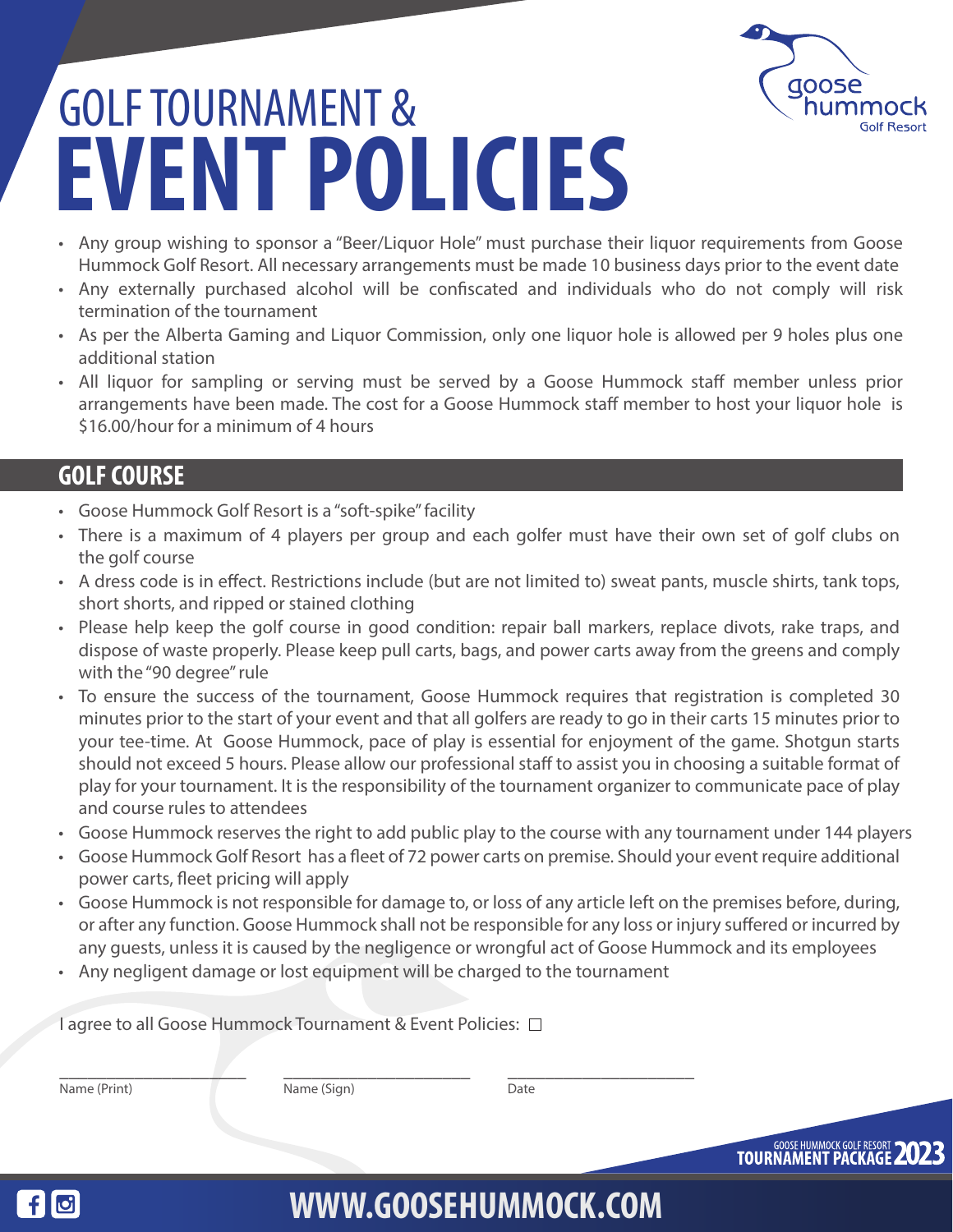# GOLF TOURNAMENT & EVENT POLICIES

- Any group wishing to sponsor a "Beer/Liquor Hole" must purchase their liquor requirements from Goose Hummock Golf Resort. All necessary arrangements must be made 10 business days prior to the event date
- Any externally purchased alcohol will be confiscated and individuals who do not comply will risk termination of the tournament
- As per the Alberta Gaming and Liquor Commission, only one liquor hole is allowed per 9 holes plus one additional station
- All liquor for sampling or serving must be served by a Goose Hummock staff member unless prior arrangements have been made. The cost for a Goose Hummock staff member to host your liquor hole is \$16.00/hour for a minimum of 4 hours

## GOLF COURSE

- Goose Hummock Golf Resort is a "soft-spike" facility
- There is a maximum of 4 players per group and each golfer must have their own set of golf clubs on the golf course
- A dress code is in effect. Restrictions include (but are not limited to) sweat pants, muscle shirts, tank tops, short shorts, and ripped or stained clothing
- Please help keep the golf course in good condition: repair ball markers, replace divots, rake traps, and dispose of waste properly. Please keep pull carts, bags, and power carts away from the greens and comply with the "90 degree" rule
- To ensure the success of the tournament, Goose Hummock requires that registration is completed 30 minutes prior to the start of your event and that all golfers are ready to go in their carts 15 minutes prior to your tee-time. At Goose Hummock, pace of play is essential for enjoyment of the game. Shotgun starts should not exceed 5 hours. Please allow our professional staff to assist you in choosing a suitable format of play for your tournament. It is the responsibility of the tournament organizer to communicate pace of play and course rules to attendees
- Goose Hummock reserves the right to add public play to the course with any tournament under 144 players
- Goose Hummock Golf Resort has a fleet of 72 power carts on premise. Should your event require additional power carts, fleet pricing will apply
- Goose Hummock is not responsible for damage to, or loss of any article left on the premises before, during, or after any function. Goose Hummock shall not be responsible for any loss or injury suffered or incurred by any guests, unless it is caused by the negligence or wrongful act of Goose Hummock and its employees
- Any negligent damage or lost equipment will be charged to the tournament

I agree to all Goose Hummock Tournament & Event Policies: ☐

______________________ Name (Print)

______________________ Name (Sign)

______________________ Date

GOOSE HUMMOCK GOLF RESORT TOURNAMENT PACKAGE 2023

WWW.GOOSEHUMMOCK.COM